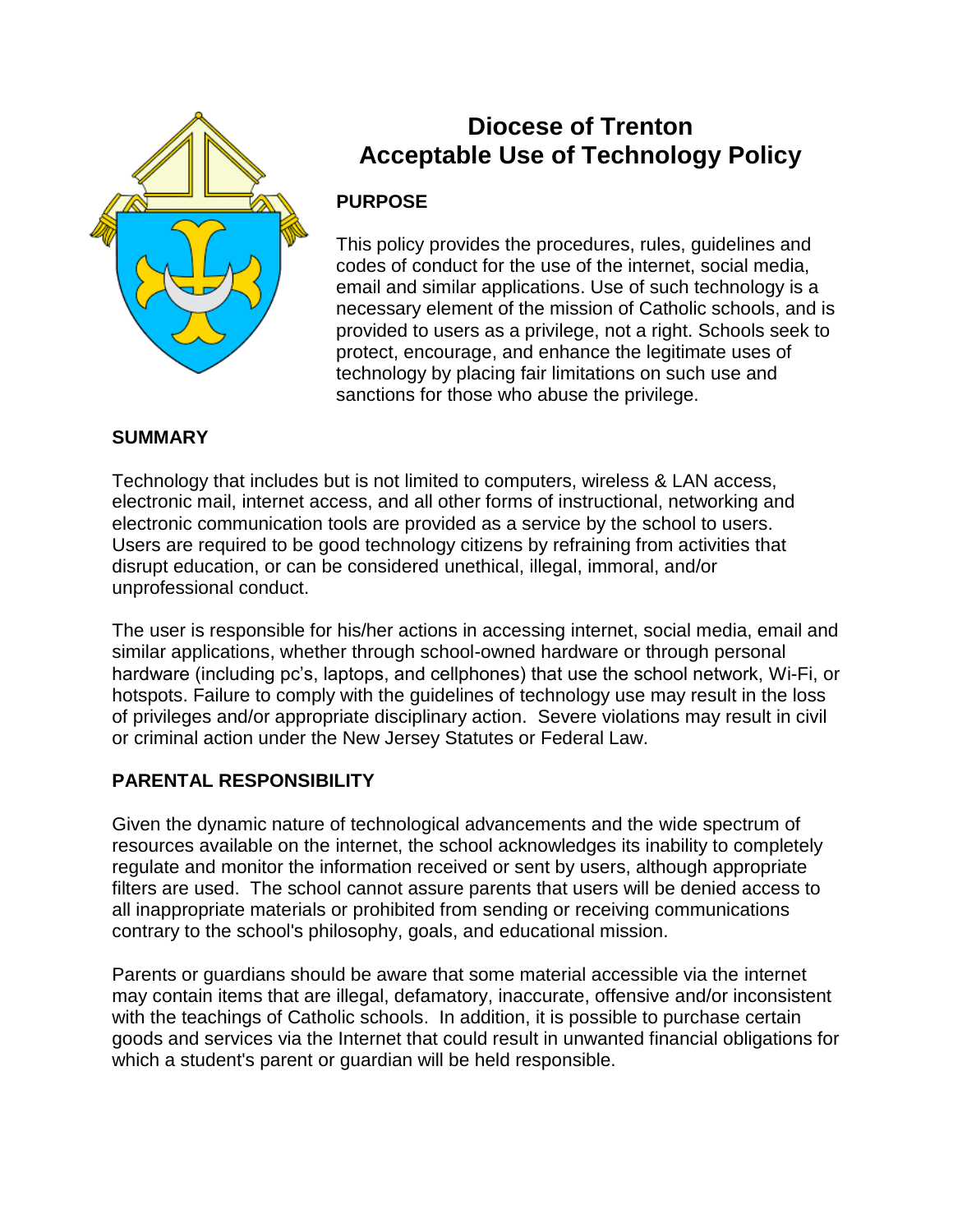# Diocese of Trenton
# Acceptable Use of Technology Policy

## PURPOSE

This policy provides the procedures, rules, guidelines and codes of conduct for the use of the internet, social media, email and similar applications. Use of such technology is a necessary element of the mission of Catholic schools, and is provided to users as a privilege, not a right. Schools seek to protect, encourage, and enhance the legitimate uses of technology by placing fair limitations on such use and sanctions for those who abuse the privilege.

## SUMMARY

Technology that includes but is not limited to computers, wireless & LAN access, electronic mail, internet access, and all other forms of instructional, networking and electronic communication tools are provided as a service by the school to users. Users are required to be good technology citizens by refraining from activities that disrupt education, or can be considered unethical, illegal, immoral, and/or unprofessional conduct.

The user is responsible for his/her actions in accessing internet, social media, email and similar applications, whether through school-owned hardware or through personal hardware (including pc's, laptops, and cellphones) that use the school network, Wi-Fi, or hotspots. Failure to comply with the guidelines of technology use may result in the loss of privileges and/or appropriate disciplinary action. Severe violations may result in civil or criminal action under the New Jersey Statutes or Federal Law.

## PARENTAL RESPONSIBILITY

Given the dynamic nature of technological advancements and the wide spectrum of resources available on the internet, the school acknowledges its inability to completely regulate and monitor the information received or sent by users, although appropriate filters are used. The school cannot assure parents that users will be denied access to all inappropriate materials or prohibited from sending or receiving communications contrary to the school's philosophy, goals, and educational mission.

Parents or guardians should be aware that some material accessible via the internet may contain items that are illegal, defamatory, inaccurate, offensive and/or inconsistent with the teachings of Catholic schools. In addition, it is possible to purchase certain goods and services via the Internet that could result in unwanted financial obligations for which a student's parent or guardian will be held responsible.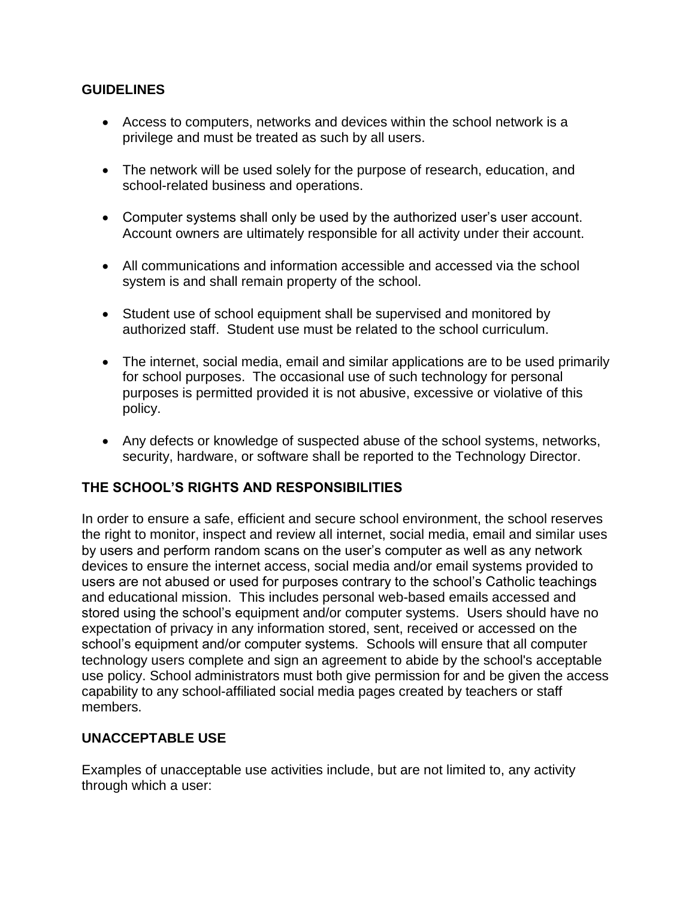## GUIDELINES

- Access to computers, networks and devices within the school network is a privilege and must be treated as such by all users.
- The network will be used solely for the purpose of research, education, and school-related business and operations.
- Computer systems shall only be used by the authorized user's user account. Account owners are ultimately responsible for all activity under their account.
- All communications and information accessible and accessed via the school system is and shall remain property of the school.
- Student use of school equipment shall be supervised and monitored by authorized staff. Student use must be related to the school curriculum.
- The internet, social media, email and similar applications are to be used primarily for school purposes. The occasional use of such technology for personal purposes is permitted provided it is not abusive, excessive or violative of this policy.
- Any defects or knowledge of suspected abuse of the school systems, networks, security, hardware, or software shall be reported to the Technology Director.

## THE SCHOOL'S RIGHTS AND RESPONSIBILITIES

In order to ensure a safe, efficient and secure school environment, the school reserves the right to monitor, inspect and review all internet, social media, email and similar uses by users and perform random scans on the user's computer as well as any network devices to ensure the internet access, social media and/or email systems provided to users are not abused or used for purposes contrary to the school's Catholic teachings and educational mission. This includes personal web-based emails accessed and stored using the school's equipment and/or computer systems. Users should have no expectation of privacy in any information stored, sent, received or accessed on the school's equipment and/or computer systems. Schools will ensure that all computer technology users complete and sign an agreement to abide by the school's acceptable use policy. School administrators must both give permission for and be given the access capability to any school-affiliated social media pages created by teachers or staff members.

## UNACCEPTABLE USE

Examples of unacceptable use activities include, but are not limited to, any activity through which a user: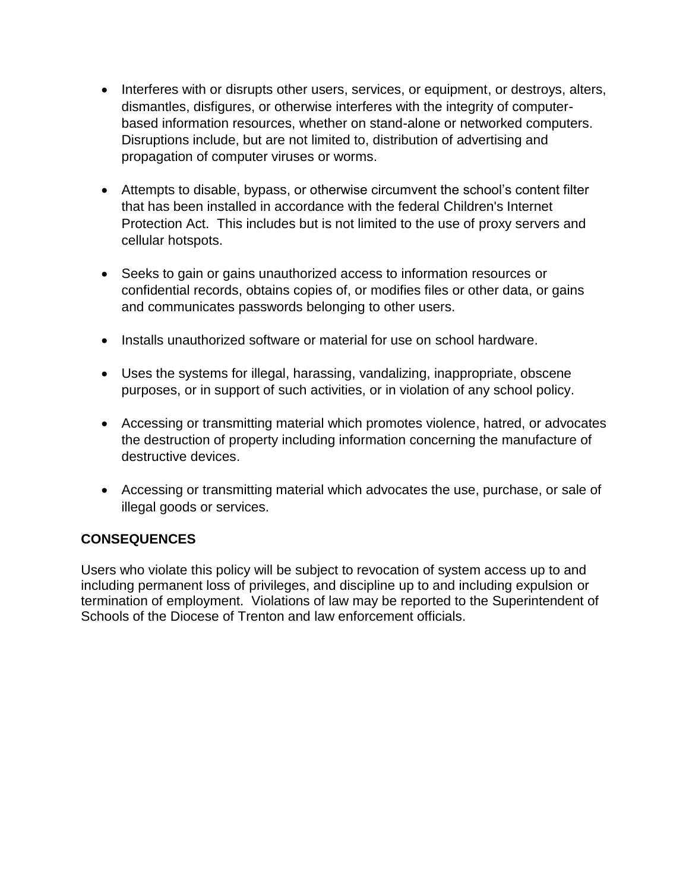- Interferes with or disrupts other users, services, or equipment, or destroys, alters, dismantles, disfigures, or otherwise interferes with the integrity of computer-based information resources, whether on stand-alone or networked computers. Disruptions include, but are not limited to, distribution of advertising and propagation of computer viruses or worms.

- Attempts to disable, bypass, or otherwise circumvent the school's content filter that has been installed in accordance with the federal Children's Internet Protection Act. This includes but is not limited to the use of proxy servers and cellular hotspots.

- Seeks to gain or gains unauthorized access to information resources or confidential records, obtains copies of, or modifies files or other data, or gains and communicates passwords belonging to other users.

- Installs unauthorized software or material for use on school hardware.

- Uses the systems for illegal, harassing, vandalizing, inappropriate, obscene purposes, or in support of such activities, or in violation of any school policy.

- Accessing or transmitting material which promotes violence, hatred, or advocates the destruction of property including information concerning the manufacture of destructive devices.

- Accessing or transmitting material which advocates the use, purchase, or sale of illegal goods or services.

**CONSEQUENCES**

Users who violate this policy will be subject to revocation of system access up to and including permanent loss of privileges, and discipline up to and including expulsion or termination of employment. Violations of law may be reported to the Superintendent of Schools of the Diocese of Trenton and law enforcement officials.